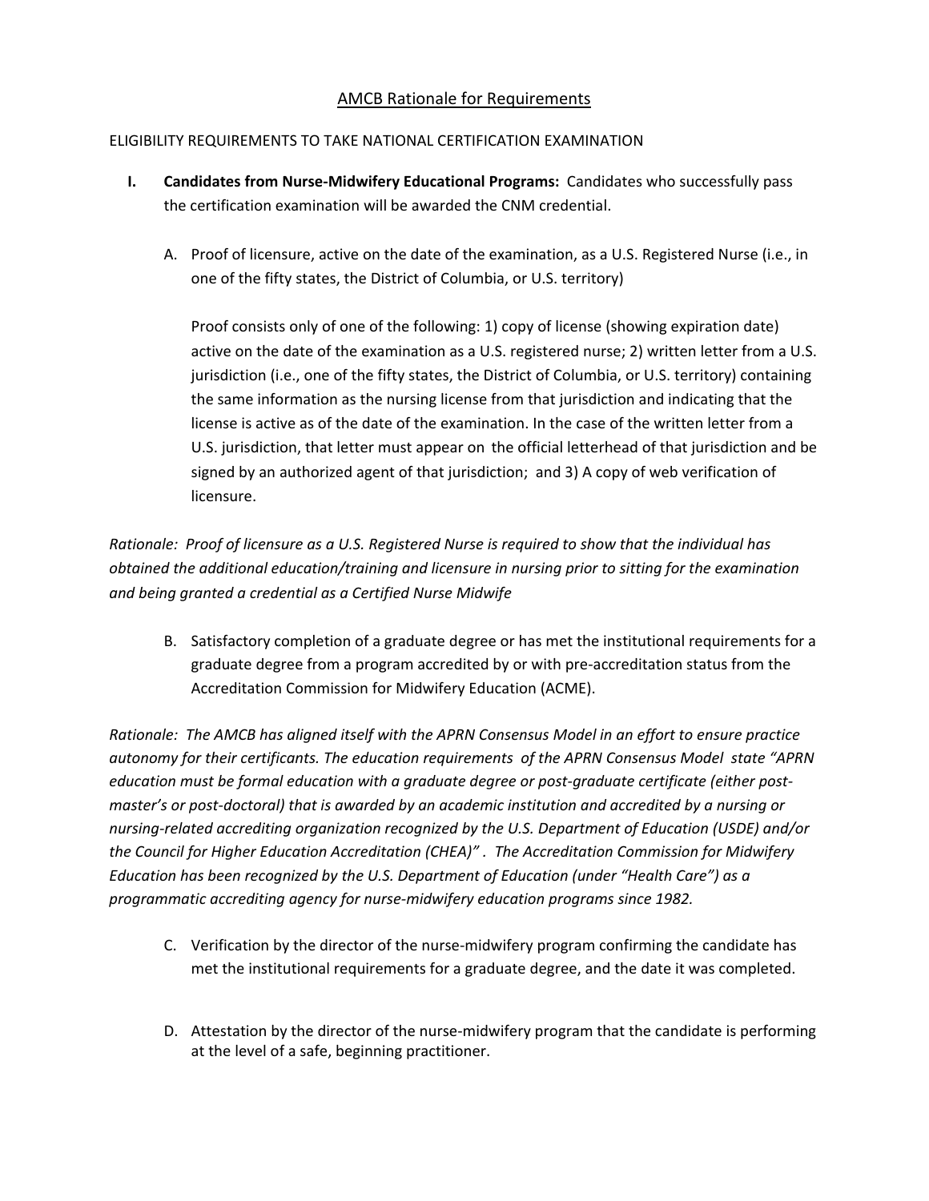# AMCB Rationale for Requirements

## ELIGIBILITY REQUIREMENTS TO TAKE NATIONAL CERTIFICATION EXAMINATION

**I. Candidates from Nurse-Midwifery Educational Programs:** Candidates who successfully pass the certification examination will be awarded the CNM credential.

A. Proof of licensure, active on the date of the examination, as a U.S. Registered Nurse (i.e., in one of the fifty states, the District of Columbia, or U.S. territory)

Proof consists only of one of the following: 1) copy of license (showing expiration date) active on the date of the examination as a U.S. registered nurse; 2) written letter from a U.S. jurisdiction (i.e., one of the fifty states, the District of Columbia, or U.S. territory) containing the same information as the nursing license from that jurisdiction and indicating that the license is active as of the date of the examination. In the case of the written letter from a U.S. jurisdiction, that letter must appear on the official letterhead of that jurisdiction and be signed by an authorized agent of that jurisdiction; and 3) A copy of web verification of licensure.

*Rationale: Proof of licensure as a U.S. Registered Nurse is required to show that the individual has obtained the additional education/training and licensure in nursing prior to sitting for the examination and being granted a credential as a Certified Nurse Midwife*

B. Satisfactory completion of a graduate degree or has met the institutional requirements for a graduate degree from a program accredited by or with pre-accreditation status from the Accreditation Commission for Midwifery Education (ACME).

*Rationale: The AMCB has aligned itself with the APRN Consensus Model in an effort to ensure practice autonomy for their certificants. The education requirements of the APRN Consensus Model state "APRN education must be formal education with a graduate degree or post-graduate certificate (either post-master's or post-doctoral) that is awarded by an academic institution and accredited by a nursing or nursing-related accrediting organization recognized by the U.S. Department of Education (USDE) and/or the Council for Higher Education Accreditation (CHEA)" . The Accreditation Commission for Midwifery Education has been recognized by the U.S. Department of Education (under "Health Care") as a programmatic accrediting agency for nurse-midwifery education programs since 1982.*

C. Verification by the director of the nurse-midwifery program confirming the candidate has met the institutional requirements for a graduate degree, and the date it was completed.

D. Attestation by the director of the nurse-midwifery program that the candidate is performing at the level of a safe, beginning practitioner.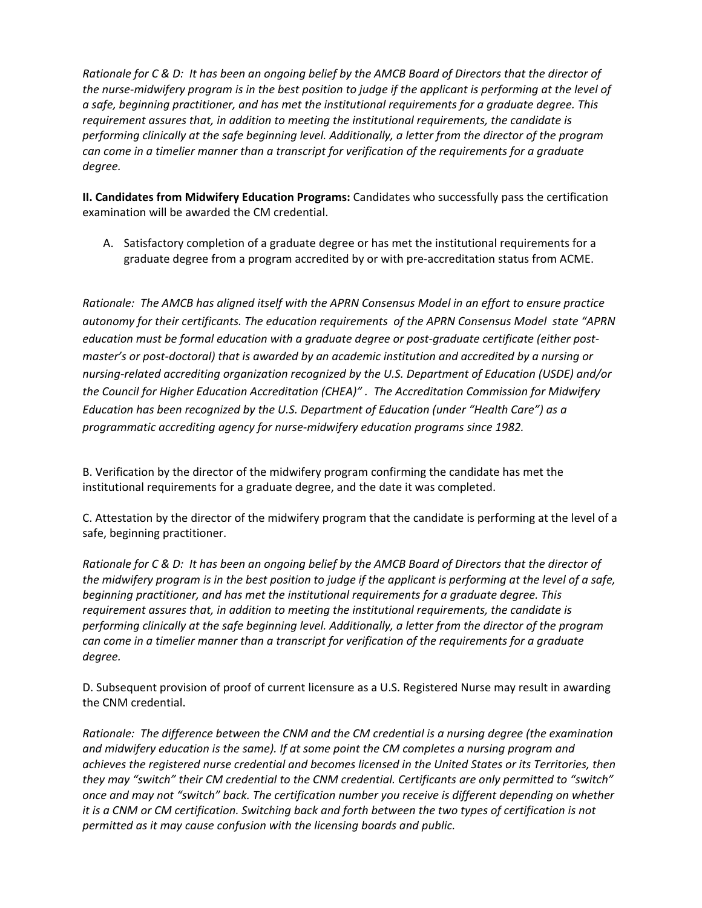*Rationale for C & D: It has been an ongoing belief by the AMCB Board of Directors that the director of the nurse-midwifery program is in the best position to judge if the applicant is performing at the level of a safe, beginning practitioner, and has met the institutional requirements for a graduate degree. This requirement assures that, in addition to meeting the institutional requirements, the candidate is performing clinically at the safe beginning level. Additionally, a letter from the director of the program can come in a timelier manner than a transcript for verification of the requirements for a graduate degree.*

**II. Candidates from Midwifery Education Programs:** Candidates who successfully pass the certification examination will be awarded the CM credential.

A. Satisfactory completion of a graduate degree or has met the institutional requirements for a graduate degree from a program accredited by or with pre-accreditation status from ACME.

*Rationale: The AMCB has aligned itself with the APRN Consensus Model in an effort to ensure practice autonomy for their certificants. The education requirements of the APRN Consensus Model state "APRN education must be formal education with a graduate degree or post-graduate certificate (either post-master's or post-doctoral) that is awarded by an academic institution and accredited by a nursing or nursing-related accrediting organization recognized by the U.S. Department of Education (USDE) and/or the Council for Higher Education Accreditation (CHEA)" . The Accreditation Commission for Midwifery Education has been recognized by the U.S. Department of Education (under "Health Care") as a programmatic accrediting agency for nurse-midwifery education programs since 1982.*

B. Verification by the director of the midwifery program confirming the candidate has met the institutional requirements for a graduate degree, and the date it was completed.

C. Attestation by the director of the midwifery program that the candidate is performing at the level of a safe, beginning practitioner.

*Rationale for C & D: It has been an ongoing belief by the AMCB Board of Directors that the director of the midwifery program is in the best position to judge if the applicant is performing at the level of a safe, beginning practitioner, and has met the institutional requirements for a graduate degree. This requirement assures that, in addition to meeting the institutional requirements, the candidate is performing clinically at the safe beginning level. Additionally, a letter from the director of the program can come in a timelier manner than a transcript for verification of the requirements for a graduate degree.*

D. Subsequent provision of proof of current licensure as a U.S. Registered Nurse may result in awarding the CNM credential.

*Rationale: The difference between the CNM and the CM credential is a nursing degree (the examination and midwifery education is the same). If at some point the CM completes a nursing program and achieves the registered nurse credential and becomes licensed in the United States or its Territories, then they may "switch" their CM credential to the CNM credential. Certificants are only permitted to "switch" once and may not "switch" back. The certification number you receive is different depending on whether it is a CNM or CM certification. Switching back and forth between the two types of certification is not permitted as it may cause confusion with the licensing boards and public.*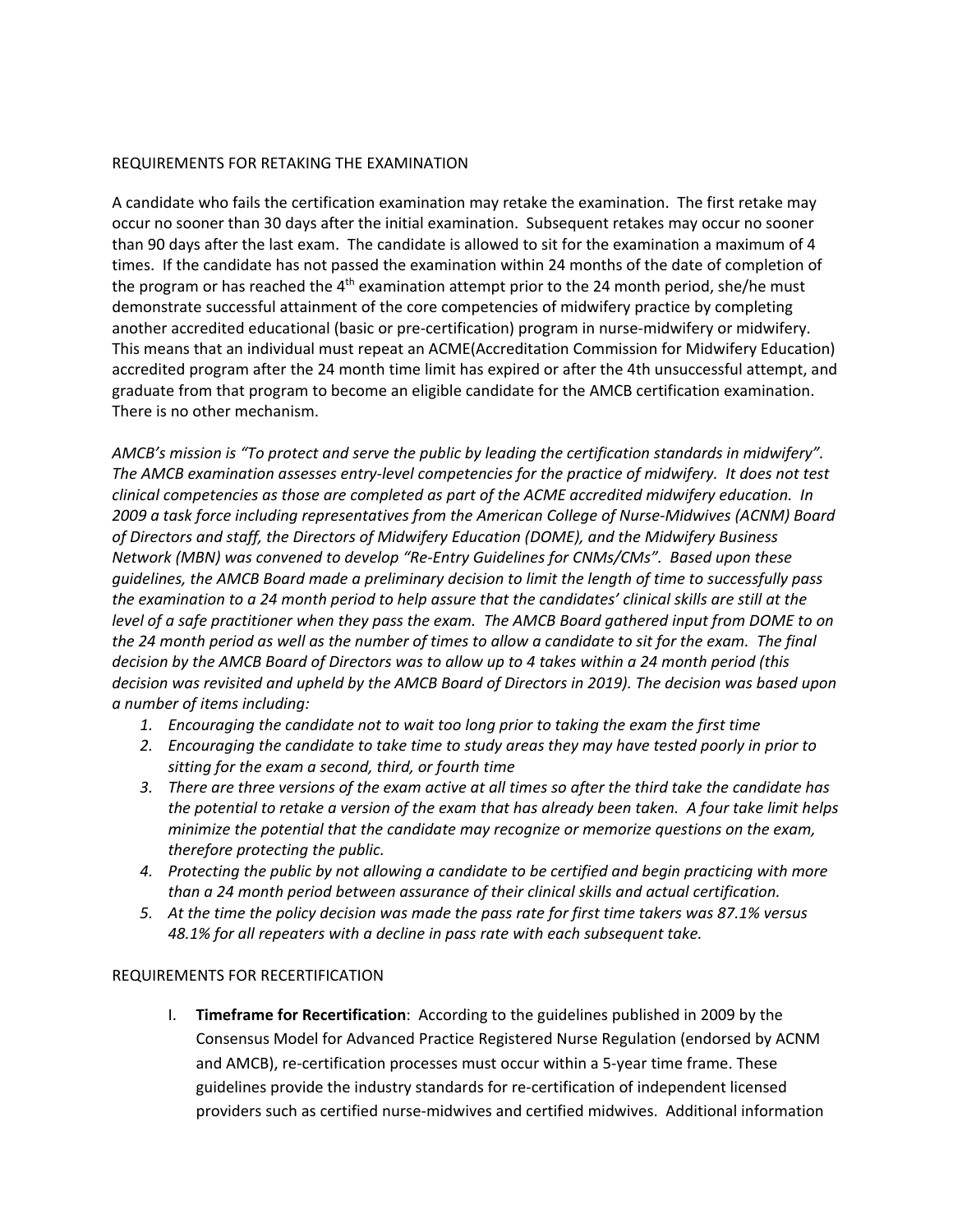REQUIREMENTS FOR RETAKING THE EXAMINATION

A candidate who fails the certification examination may retake the examination. The first retake may occur no sooner than 30 days after the initial examination. Subsequent retakes may occur no sooner than 90 days after the last exam. The candidate is allowed to sit for the examination a maximum of 4 times. If the candidate has not passed the examination within 24 months of the date of completion of the program or has reached the 4th examination attempt prior to the 24 month period, she/he must demonstrate successful attainment of the core competencies of midwifery practice by completing another accredited educational (basic or pre-certification) program in nurse-midwifery or midwifery. This means that an individual must repeat an ACME(Accreditation Commission for Midwifery Education) accredited program after the 24 month time limit has expired or after the 4th unsuccessful attempt, and graduate from that program to become an eligible candidate for the AMCB certification examination. There is no other mechanism.

*AMCB's mission is "To protect and serve the public by leading the certification standards in midwifery". The AMCB examination assesses entry-level competencies for the practice of midwifery. It does not test clinical competencies as those are completed as part of the ACME accredited midwifery education. In 2009 a task force including representatives from the American College of Nurse-Midwives (ACNM) Board of Directors and staff, the Directors of Midwifery Education (DOME), and the Midwifery Business Network (MBN) was convened to develop "Re-Entry Guidelines for CNMs/CMs". Based upon these guidelines, the AMCB Board made a preliminary decision to limit the length of time to successfully pass the examination to a 24 month period to help assure that the candidates' clinical skills are still at the level of a safe practitioner when they pass the exam. The AMCB Board gathered input from DOME to on the 24 month period as well as the number of times to allow a candidate to sit for the exam. The final decision by the AMCB Board of Directors was to allow up to 4 takes within a 24 month period (this decision was revisited and upheld by the AMCB Board of Directors in 2019). The decision was based upon a number of items including:*

1. *Encouraging the candidate not to wait too long prior to taking the exam the first time*
2. *Encouraging the candidate to take time to study areas they may have tested poorly in prior to sitting for the exam a second, third, or fourth time*
3. *There are three versions of the exam active at all times so after the third take the candidate has the potential to retake a version of the exam that has already been taken. A four take limit helps minimize the potential that the candidate may recognize or memorize questions on the exam, therefore protecting the public.*
4. *Protecting the public by not allowing a candidate to be certified and begin practicing with more than a 24 month period between assurance of their clinical skills and actual certification.*
5. *At the time the policy decision was made the pass rate for first time takers was 87.1% versus 48.1% for all repeaters with a decline in pass rate with each subsequent take.*

REQUIREMENTS FOR RECERTIFICATION

I. **Timeframe for Recertification**: According to the guidelines published in 2009 by the Consensus Model for Advanced Practice Registered Nurse Regulation (endorsed by ACNM and AMCB), re-certification processes must occur within a 5-year time frame. These guidelines provide the industry standards for re-certification of independent licensed providers such as certified nurse-midwives and certified midwives. Additional information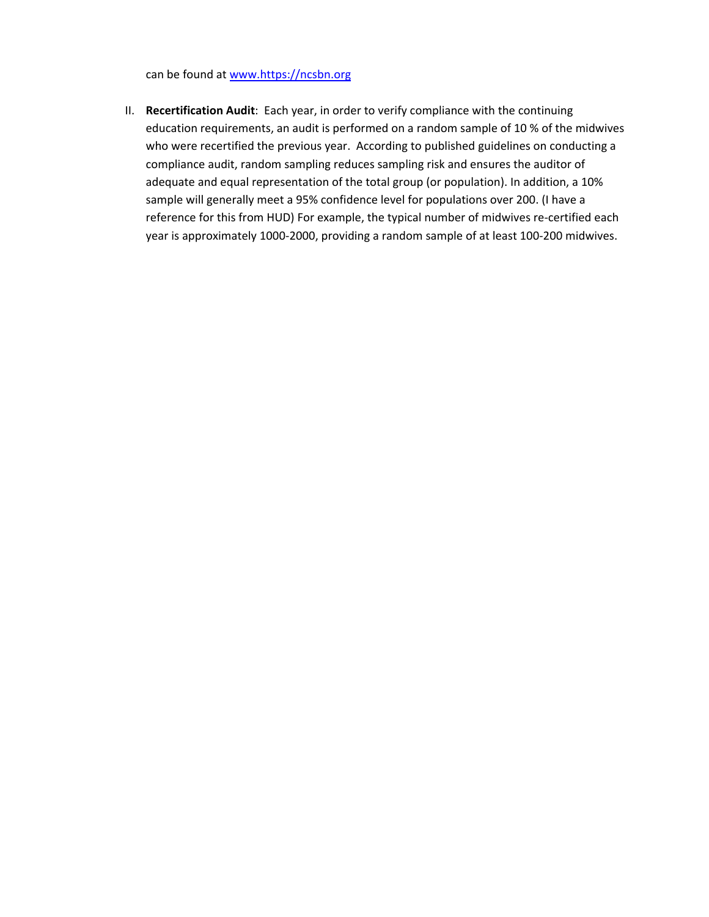can be found at [www.https://ncsbn.org](www.https://ncsbn.org)

II. **Recertification Audit**: Each year, in order to verify compliance with the continuing education requirements, an audit is performed on a random sample of 10 % of the midwives who were recertified the previous year. According to published guidelines on conducting a compliance audit, random sampling reduces sampling risk and ensures the auditor of adequate and equal representation of the total group (or population). In addition, a 10% sample will generally meet a 95% confidence level for populations over 200. (I have a reference for this from HUD) For example, the typical number of midwives re-certified each year is approximately 1000-2000, providing a random sample of at least 100-200 midwives.